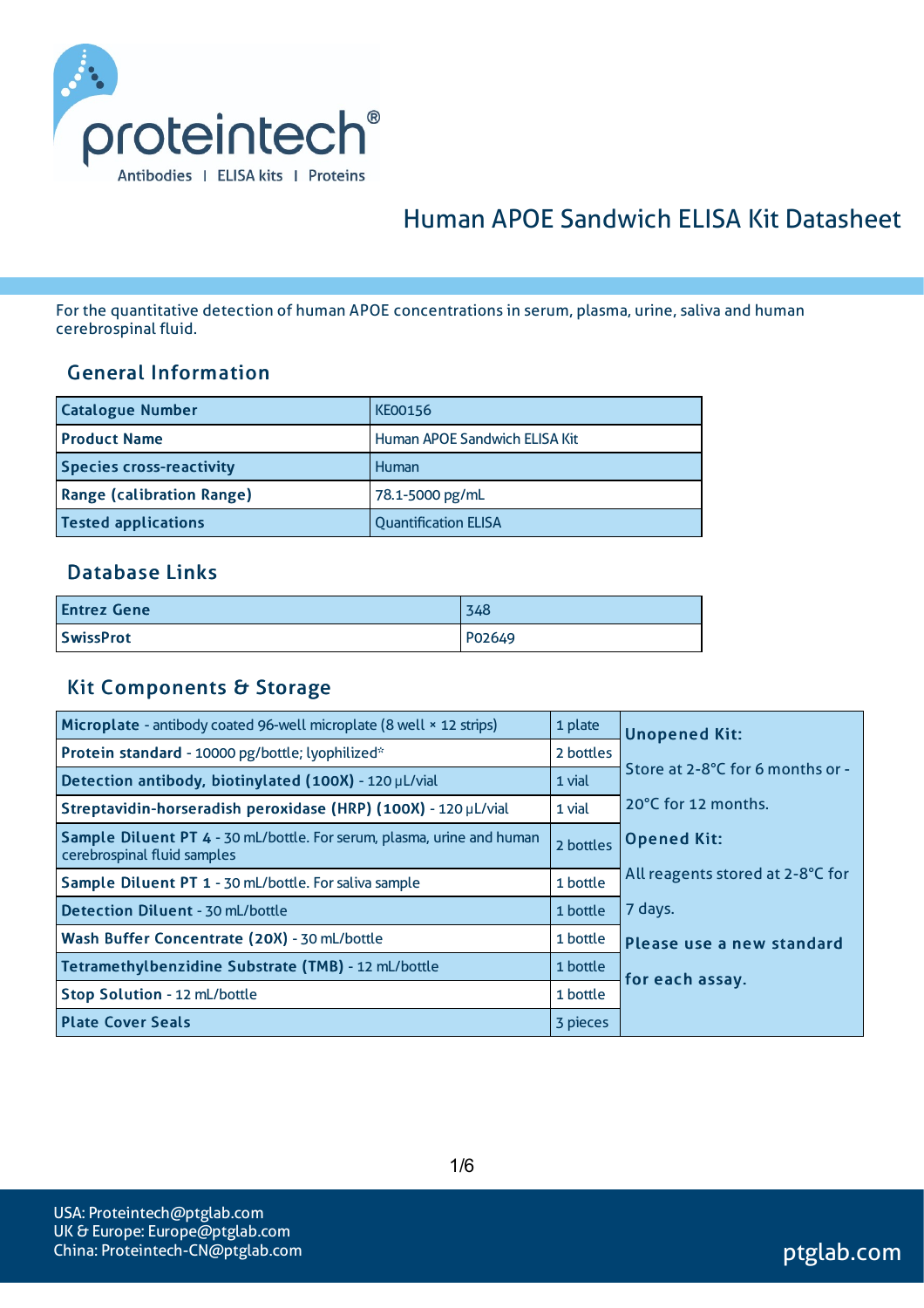# Human APOE Sandwich ELISA Kit Datasheet

For the quantitative detection of human APOE concentrations in serum, plasma, urine, saliva and human cerebrospinal fluid.

## General Information

| Catalogue Number | KE00156 |
|---|---|
| Product Name | Human APOE Sandwich ELISA Kit |
| Species cross-reactivity | Human |
| Range (calibration Range) | 78.1-5000 pg/mL |
| Tested applications | Quantification ELISA |

## Database Links

| Entrez Gene | 348 |
|---|---|
| SwissProt | P02649 |

## Kit Components & Storage

| Component | Quantity | Storage |
|---|---|---|
| **Microplate** - antibody coated 96-well microplate (8 well × 12 strips) | 1 plate | **Unopened Kit:** Store at 2-8°C for 6 months or -20°C for 12 months. **Opened Kit:** All reagents stored at 2-8°C for 7 days. **Please use a new standard for each assay.** |
| **Protein standard** - 10000 pg/bottle; lyophilized* | 2 bottles | |
| **Detection antibody, biotinylated (100X)** - 120 μL/vial | 1 vial | |
| **Streptavidin-horseradish peroxidase (HRP) (100X)** - 120 μL/vial | 1 vial | |
| **Sample Diluent PT 4** - 30 mL/bottle. For serum, plasma, urine and human cerebrospinal fluid samples | 2 bottles | |
| **Sample Diluent PT 1** - 30 mL/bottle. For saliva sample | 1 bottle | |
| **Detection Diluent** - 30 mL/bottle | 1 bottle | |
| **Wash Buffer Concentrate (20X)** - 30 mL/bottle | 1 bottle | |
| **Tetramethylbenzidine Substrate (TMB)** - 12 mL/bottle | 1 bottle | |
| **Stop Solution** - 12 mL/bottle | 1 bottle | |
| **Plate Cover Seals** | 3 pieces | |

USA: Proteintech@ptglab.com
UK & Europe: Europe@ptglab.com
China: Proteintech-CN@ptglab.com

ptglab.com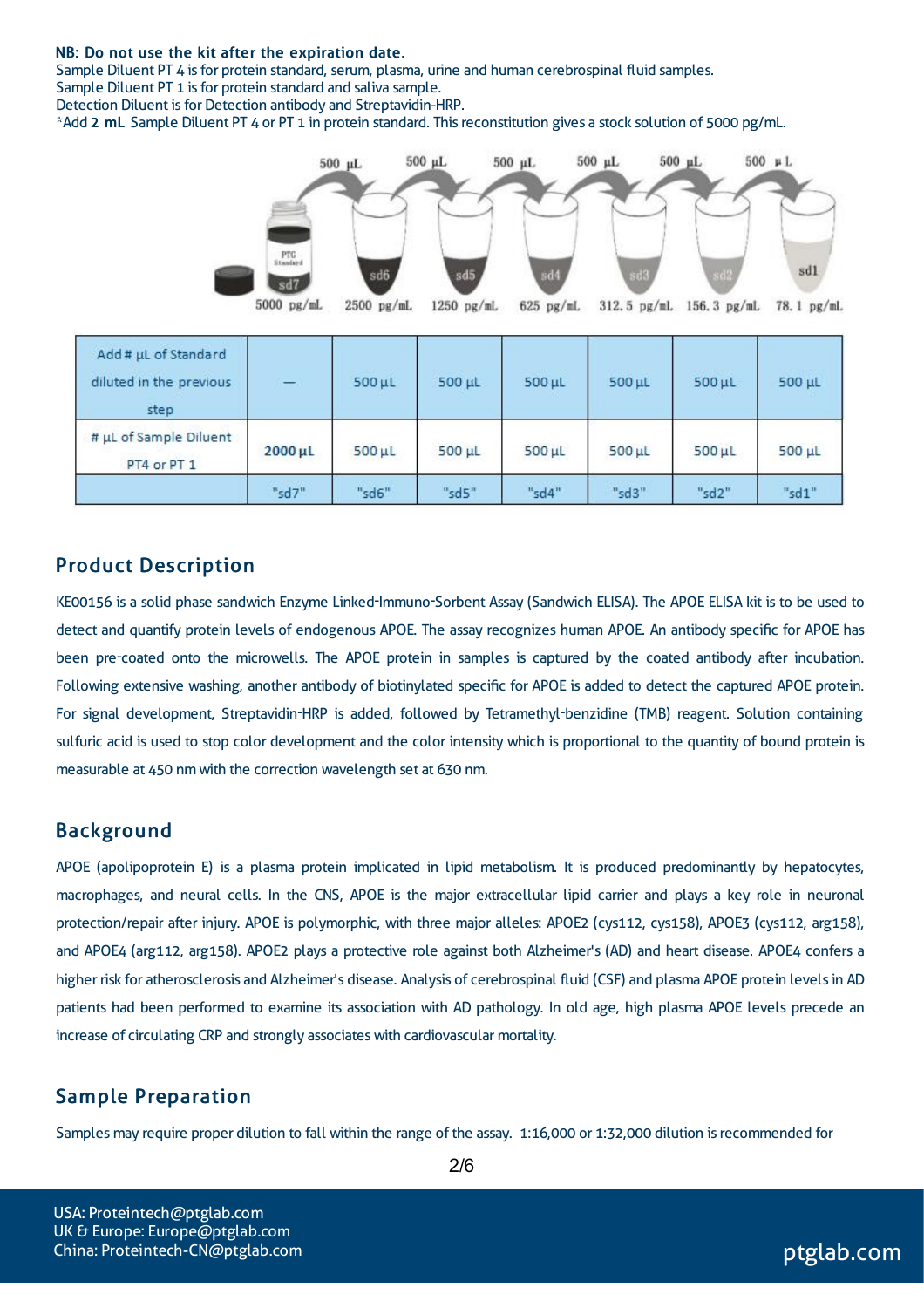**NB: Do not use the kit after the expiration date.**
Sample Diluent PT 4 is for protein standard, serum, plasma, urine and human cerebrospinal fluid samples.
Sample Diluent PT 1 is for protein standard and saliva sample.
Detection Diluent is for Detection antibody and Streptavidin-HRP.
*Add **2 mL** Sample Diluent PT 4 or PT 1 in protein standard. This reconstitution gives a stock solution of 5000 pg/mL.

| Add # µL of Standard diluted in the previous step | — | 500 µL | 500 µL | 500 µL | 500 µL | 500 µL | 500 µL |
|---|---|---|---|---|---|---|---|
| # µL of Sample Diluent PT4 or PT 1 | **2000 µL** | 500 µL | 500 µL | 500 µL | 500 µL | 500 µL | 500 µL |
| | "sd7" | "sd6" | "sd5" | "sd4" | "sd3" | "sd2" | "sd1" |

## Product Description

KE00156 is a solid phase sandwich Enzyme Linked-Immuno-Sorbent Assay (Sandwich ELISA). The APOE ELISA kit is to be used to detect and quantify protein levels of endogenous APOE. The assay recognizes human APOE. An antibody specific for APOE has been pre-coated onto the microwells. The APOE protein in samples is captured by the coated antibody after incubation. Following extensive washing, another antibody of biotinylated specific for APOE is added to detect the captured APOE protein. For signal development, Streptavidin-HRP is added, followed by Tetramethyl-benzidine (TMB) reagent. Solution containing sulfuric acid is used to stop color development and the color intensity which is proportional to the quantity of bound protein is measurable at 450 nm with the correction wavelength set at 630 nm.

## Background

APOE (apolipoprotein E) is a plasma protein implicated in lipid metabolism. It is produced predominantly by hepatocytes, macrophages, and neural cells. In the CNS, APOE is the major extracellular lipid carrier and plays a key role in neuronal protection/repair after injury. APOE is polymorphic, with three major alleles: APOE2 (cys112, cys158), APOE3 (cys112, arg158), and APOE4 (arg112, arg158). APOE2 plays a protective role against both Alzheimer's (AD) and heart disease. APOE4 confers a higher risk for atherosclerosis and Alzheimer's disease. Analysis of cerebrospinal fluid (CSF) and plasma APOE protein levels in AD patients had been performed to examine its association with AD pathology. In old age, high plasma APOE levels precede an increase of circulating CRP and strongly associates with cardiovascular mortality.

## Sample Preparation

Samples may require proper dilution to fall within the range of the assay. 1:16,000 or 1:32,000 dilution is recommended for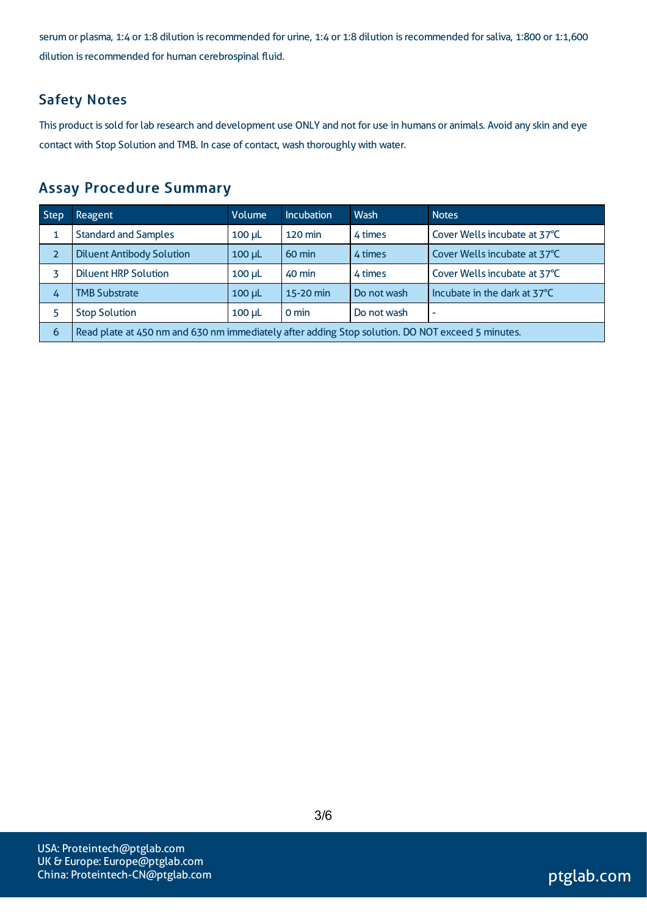serum or plasma, 1:4 or 1:8 dilution is recommended for urine, 1:4 or 1:8 dilution is recommended for saliva, 1:800 or 1:1,600 dilution is recommended for human cerebrospinal fluid.

## Safety Notes

This product is sold for lab research and development use ONLY and not for use in humans or animals. Avoid any skin and eye contact with Stop Solution and TMB. In case of contact, wash thoroughly with water.

## Assay Procedure Summary

| Step | Reagent | Volume | Incubation | Wash | Notes |
|---|---|---|---|---|---|
| 1 | Standard and Samples | 100 μL | 120 min | 4 times | Cover Wells incubate at 37°C |
| 2 | Diluent Antibody Solution | 100 μL | 60 min | 4 times | Cover Wells incubate at 37°C |
| 3 | Diluent HRP Solution | 100 μL | 40 min | 4 times | Cover Wells incubate at 37°C |
| 4 | TMB Substrate | 100 μL | 15-20 min | Do not wash | Incubate in the dark at 37°C |
| 5 | Stop Solution | 100 μL | 0 min | Do not wash | - |
| 6 | Read plate at 450 nm and 630 nm immediately after adding Stop solution. DO NOT exceed 5 minutes. | | | | |

USA: Proteintech@ptglab.com
UK & Europe: Europe@ptglab.com
China: Proteintech-CN@ptglab.com

ptglab.com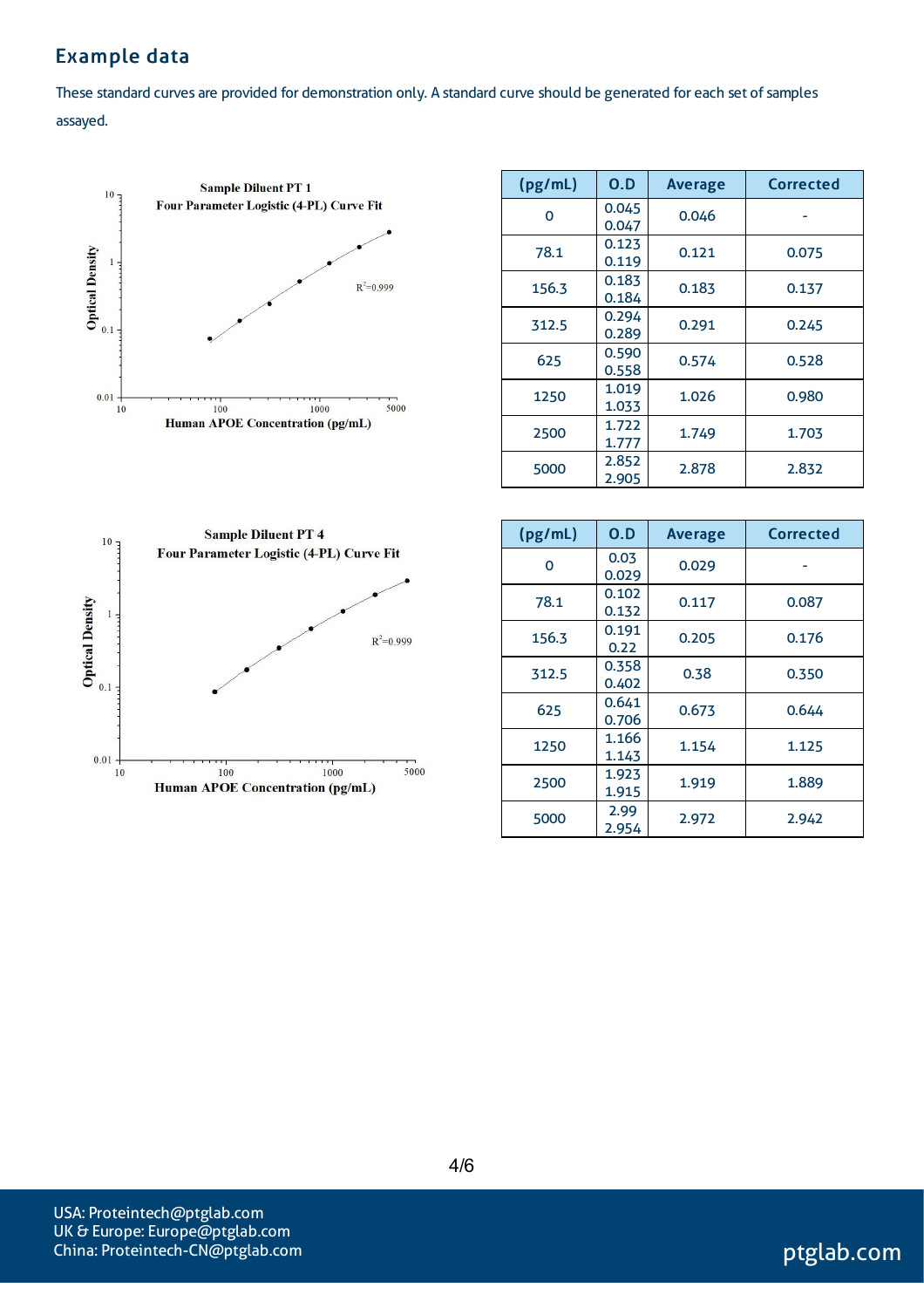## Example data

These standard curves are provided for demonstration only. A standard curve should be generated for each set of samples assayed.

**Sample Diluent PT 1**
**Four Parameter Logistic (4-PL) Curve Fit**

$R^2$=0.999

Optical Density vs. Human APOE Concentration (pg/mL)

| (pg/mL) | O.D | Average | Corrected |
|---|---|---|---|
| 0 | 0.045<br>0.047 | 0.046 | - |
| 78.1 | 0.123<br>0.119 | 0.121 | 0.075 |
| 156.3 | 0.183<br>0.184 | 0.183 | 0.137 |
| 312.5 | 0.294<br>0.289 | 0.291 | 0.245 |
| 625 | 0.590<br>0.558 | 0.574 | 0.528 |
| 1250 | 1.019<br>1.033 | 1.026 | 0.980 |
| 2500 | 1.722<br>1.777 | 1.749 | 1.703 |
| 5000 | 2.852<br>2.905 | 2.878 | 2.832 |

**Sample Diluent PT 4**
**Four Parameter Logistic (4-PL) Curve Fit**

$R^2$=0.999

Optical Density vs. Human APOE Concentration (pg/mL)

| (pg/mL) | O.D | Average | Corrected |
|---|---|---|---|
| 0 | 0.03<br>0.029 | 0.029 | - |
| 78.1 | 0.102<br>0.132 | 0.117 | 0.087 |
| 156.3 | 0.191<br>0.22 | 0.205 | 0.176 |
| 312.5 | 0.358<br>0.402 | 0.38 | 0.350 |
| 625 | 0.641<br>0.706 | 0.673 | 0.644 |
| 1250 | 1.166<br>1.143 | 1.154 | 1.125 |
| 2500 | 1.923<br>1.915 | 1.919 | 1.889 |
| 5000 | 2.99<br>2.954 | 2.972 | 2.942 |

USA: Proteintech@ptglab.com
UK & Europe: Europe@ptglab.com
China: Proteintech-CN@ptglab.com

ptglab.com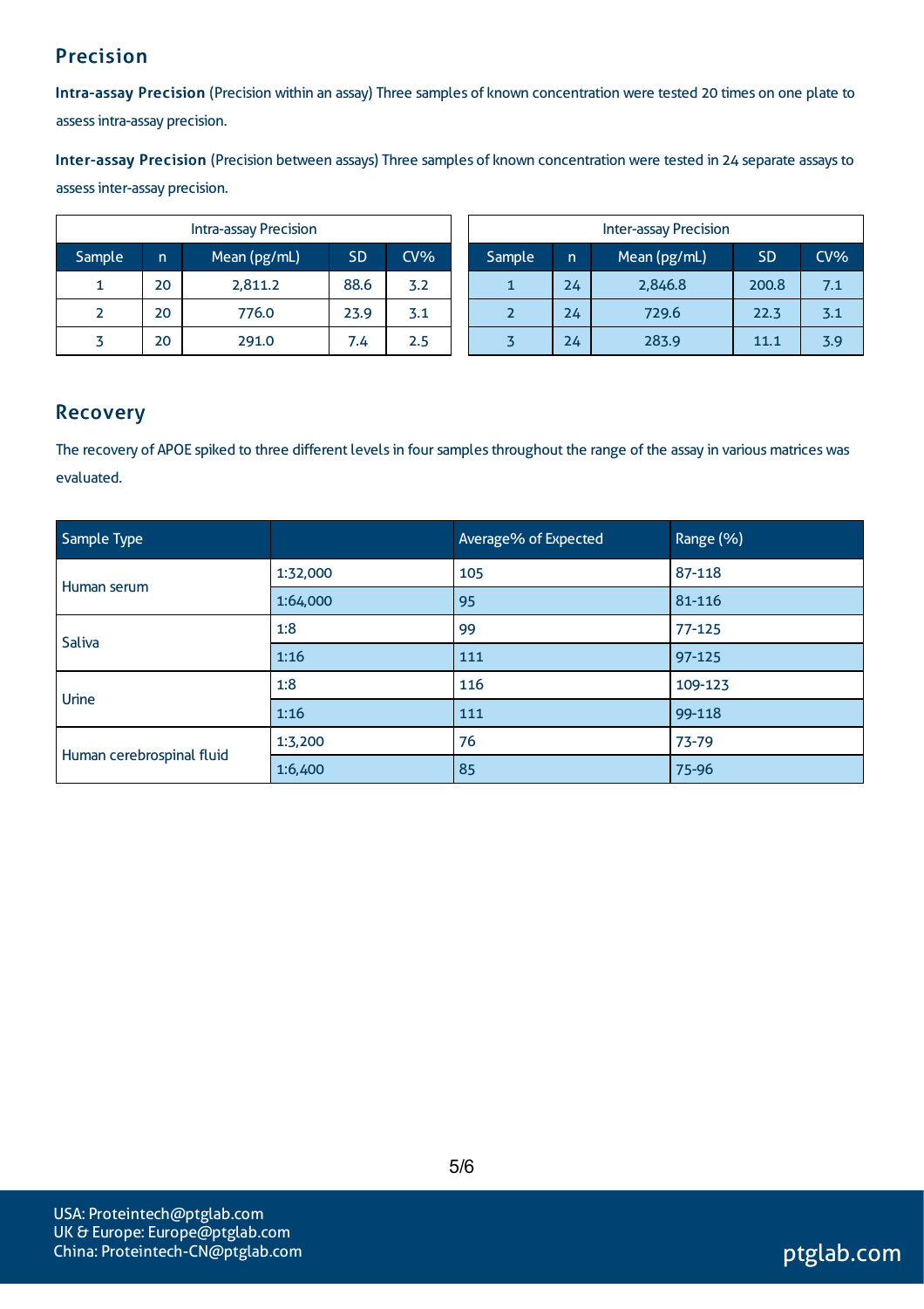## Precision

**Intra-assay Precision** (Precision within an assay) Three samples of known concentration were tested 20 times on one plate to assess intra-assay precision.

**Inter-assay Precision** (Precision between assays) Three samples of known concentration were tested in 24 separate assays to assess inter-assay precision.

| Intra-assay Precision | | | | |
|---|---|---|---|---|
| Sample | n | Mean (pg/mL) | SD | CV% |
| 1 | 20 | 2,811.2 | 88.6 | 3.2 |
| 2 | 20 | 776.0 | 23.9 | 3.1 |
| 3 | 20 | 291.0 | 7.4 | 2.5 |

| Inter-assay Precision | | | | |
|---|---|---|---|---|
| Sample | n | Mean (pg/mL) | SD | CV% |
| 1 | 24 | 2,846.8 | 200.8 | 7.1 |
| 2 | 24 | 729.6 | 22.3 | 3.1 |
| 3 | 24 | 283.9 | 11.1 | 3.9 |

## Recovery

The recovery of APOE spiked to three different levels in four samples throughout the range of the assay in various matrices was evaluated.

| Sample Type | | Average% of Expected | Range (%) |
|---|---|---|---|
| Human serum | 1:32,000 | 105 | 87-118 |
| | 1:64,000 | 95 | 81-116 |
| Saliva | 1:8 | 99 | 77-125 |
| | 1:16 | 111 | 97-125 |
| Urine | 1:8 | 116 | 109-123 |
| | 1:16 | 111 | 99-118 |
| Human cerebrospinal fluid | 1:3,200 | 76 | 73-79 |
| | 1:6,400 | 85 | 75-96 |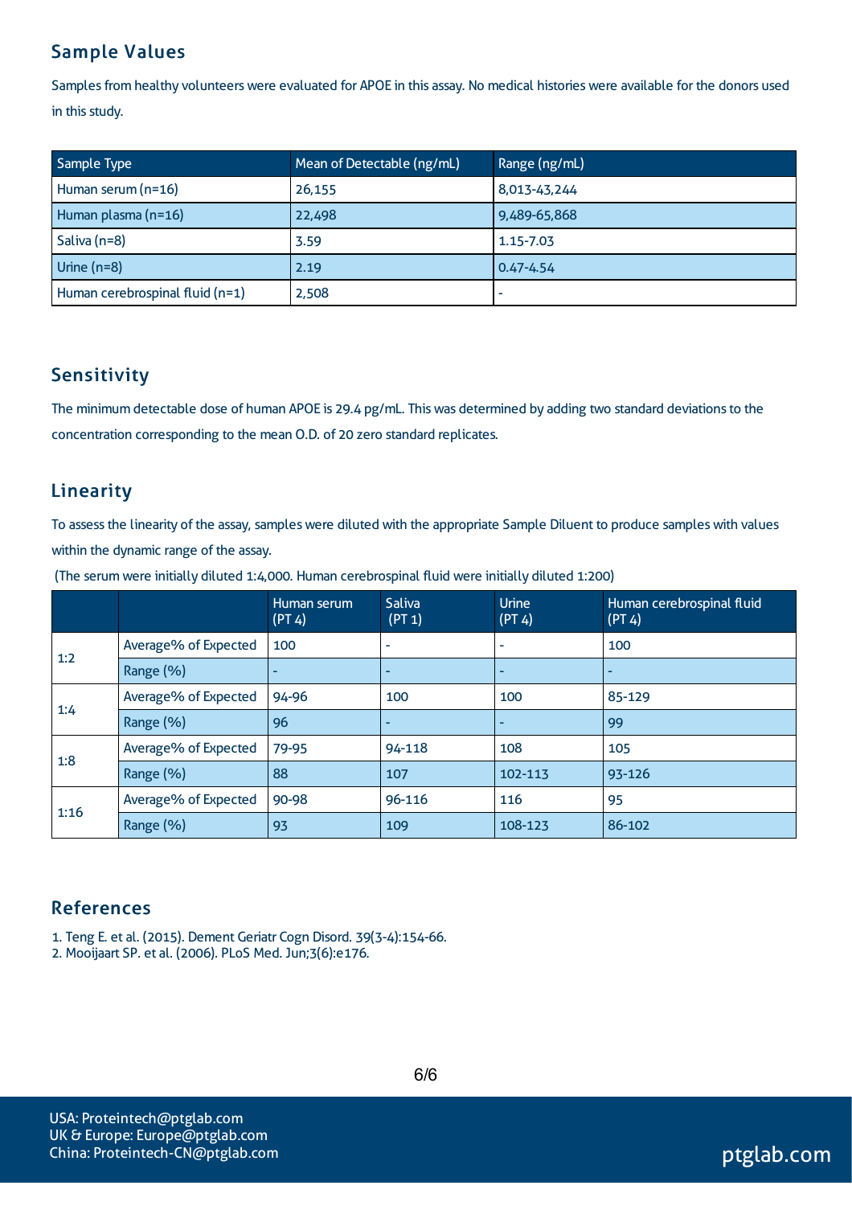## Sample Values

Samples from healthy volunteers were evaluated for APOE in this assay. No medical histories were available for the donors used in this study.

| Sample Type | Mean of Detectable (ng/mL) | Range (ng/mL) |
|---|---|---|
| Human serum (n=16) | 26,155 | 8,013-43,244 |
| Human plasma (n=16) | 22,498 | 9,489-65,868 |
| Saliva (n=8) | 3.59 | 1.15-7.03 |
| Urine (n=8) | 2.19 | 0.47-4.54 |
| Human cerebrospinal fluid (n=1) | 2,508 | - |

## Sensitivity

The minimum detectable dose of human APOE is 29.4 pg/mL. This was determined by adding two standard deviations to the concentration corresponding to the mean O.D. of 20 zero standard replicates.

## Linearity

To assess the linearity of the assay, samples were diluted with the appropriate Sample Diluent to produce samples with values within the dynamic range of the assay.

(The serum were initially diluted 1:4,000. Human cerebrospinal fluid were initially diluted 1:200)

| | | Human serum (PT 4) | Saliva (PT 1) | Urine (PT 4) | Human cerebrospinal fluid (PT 4) |
|---|---|---|---|---|---|
| 1:2 | Average% of Expected | 100 | - | - | 100 |
| | Range (%) | - | - | - | - |
| 1:4 | Average% of Expected | 94-96 | 100 | 100 | 85-129 |
| | Range (%) | 96 | - | - | 99 |
| 1:8 | Average% of Expected | 79-95 | 94-118 | 108 | 105 |
| | Range (%) | 88 | 107 | 102-113 | 93-126 |
| 1:16 | Average% of Expected | 90-98 | 96-116 | 116 | 95 |
| | Range (%) | 93 | 109 | 108-123 | 86-102 |

## References

1. Teng E. et al. (2015). Dement Geriatr Cogn Disord. 39(3-4):154-66.
2. Mooijaart SP. et al. (2006). PLoS Med. Jun;3(6):e176.

USA: Proteintech@ptglab.com
UK & Europe: Europe@ptglab.com
China: Proteintech-CN@ptglab.com

ptglab.com